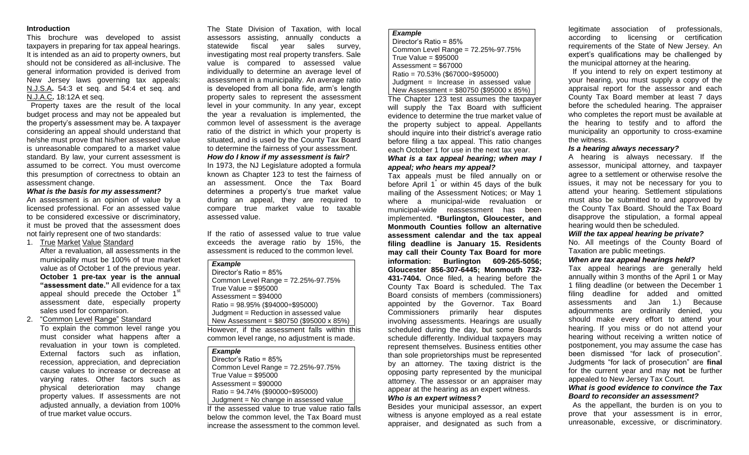## Introduction

This brochure was developed to assist taxpayers in preparing for tax appeal hearings. It is intended as an aid to property owners, but should not be considered as all-inclusive. The general information provided is derived from New Jersey laws governing tax appeals: N.J.S.A**.** 54:3 et seq. and 54:4 et seq. and N.J.A.C**.** 18:12A et seq.

Property taxes are the result of the local budget process and may not be appealed but the property's assessment may be. A taxpayer considering an appeal should understand that he/she must prove that his/her assessed value is unreasonable compared to a market value standard. By law, your current assessment is assumed to be correct. You must overcome this presumption of correctness to obtain an assessment change.

### *What is the basis for my assessment?*

An assessment is an opinion of value by a licensed professional. For an assessed value to be considered excessive or discriminatory, it must be proved that the assessment does not fairly represent one of two standards:

1. True Market Value Standard

   After a revaluation, all assessments in the municipality must be 100% of true market value as of October 1 of the previous year. **October 1 pre-tax year is the annual "assessment date."** All evidence for a tax appeal should precede the October 1st assessment date, especially property sales used for comparison.

2. "Common Level Range" Standard

   To explain the common level range you must consider what happens after a revaluation in your town is completed. External factors such as inflation, recession, appreciation, and depreciation cause values to increase or decrease at varying rates. Other factors such as physical deterioration may change property values. If assessments are not adjusted annually, a deviation from 100% of true market value occurs.

The State Division of Taxation, with local assessors assisting, annually conducts a statewide fiscal year sales survey, investigating most real property transfers. Sale value is compared to assessed value individually to determine an average level of assessment in a municipality. An average ratio is developed from all bona fide, arm's length property sales to represent the assessment level in your community. In any year, except the year a revaluation is implemented, the common level of assessment is the average ratio of the district in which your property is situated, and is used by the County Tax Board to determine the fairness of your assessment.

### *How do I know if my assessment is fair?*

In 1973, the NJ Legislature adopted a formula known as Chapter 123 to test the fairness of an assessment. Once the Tax Board determines a property's true market value during an appeal, they are required to compare true market value to taxable assessed value.

If the ratio of assessed value to true value exceeds the average ratio by 15%, the assessment is reduced to the common level.

| ***Example*** |
|---|
| Director's Ratio = 85% |
| Common Level Range = 72.25%-97.75% |
| True Value = $95000 |
| Assessment = $94000 |
| Ratio = 98.95% ($94000÷$95000) |
| Judgment = Reduction in assessed value |
| New Assessment = $80750 ($95000 x 85%) |

However, if the assessment falls within this common level range, no adjustment is made.

| ***Example*** |
|---|
| Director's Ratio = 85% |
| Common Level Range = 72.25%-97.75% |
| True Value = $95000 |
| Assessment = $90000 |
| Ratio = 94.74% ($90000÷$95000) |
| Judgment = No change in assessed value |

If the assessed value to true value ratio falls below the common level, the Tax Board must increase the assessment to the common level.

| ***Example*** |
|---|
| Director's Ratio = 85% |
| Common Level Range = 72.25%-97.75% |
| True Value = $95000 |
| Assessment = $67000 |
| Ratio = 70.53% ($67000÷$95000) |
| Judgment = Increase in assessed value |
| New Assessment = $80750 ($95000 x 85%) |

The Chapter 123 test assumes the taxpayer will supply the Tax Board with sufficient evidence to determine the true market value of the property subject to appeal. Appellants should inquire into their district's average ratio before filing a tax appeal. This ratio changes each October 1 for use in the next tax year.

### *What is a tax appeal hearing; when may I appeal; who hears my appeal?*

Tax appeals must be filed annually on or before April 1* or within 45 days of the bulk mailing of the Assessment Notices; or May 1 where a municipal-wide revaluation or municipal-wide reassessment has been implemented. ***Burlington, Gloucester, and Monmouth Counties follow an alternative assessment calendar and the tax appeal filing deadline is January 15. Residents may call their County Tax Board for more information: Burlington 609-265-5056; Gloucester 856-307-6445; Monmouth 732-431-7404.** Once filed, a hearing before the County Tax Board is scheduled. The Tax Board consists of members (commissioners) appointed by the Governor. Tax Board Commissioners primarily hear disputes involving assessments. Hearings are usually scheduled during the day, but some Boards schedule differently. Individual taxpayers may represent themselves. Business entities other than sole proprietorships must be represented by an attorney. The taxing district is the opposing party represented by the municipal attorney. The assessor or an appraiser may appear at the hearing as an expert witness.

### *Who is an expert witness?*

Besides your municipal assessor, an expert witness is anyone employed as a real estate appraiser, and designated as such from a legitimate association of professionals, according to licensing or certification requirements of the State of New Jersey. An expert's qualifications may be challenged by the municipal attorney at the hearing.

If you intend to rely on expert testimony at your hearing, you must supply a copy of the appraisal report for the assessor and each County Tax Board member at least 7 days before the scheduled hearing. The appraiser who completes the report must be available at the hearing to testify and to afford the municipality an opportunity to cross-examine the witness.

### *Is a hearing always necessary?*

A hearing is always necessary. If the assessor, municipal attorney, and taxpayer agree to a settlement or otherwise resolve the issues, it may not be necessary for you to attend your hearing. Settlement stipulations must also be submitted to and approved by the County Tax Board. Should the Tax Board disapprove the stipulation, a formal appeal hearing would then be scheduled.

### *Will the tax appeal hearing be private?*

No. All meetings of the County Board of Taxation are public meetings.

### *When are tax appeal hearings held?*

Tax appeal hearings are generally held annually within 3 months of the April 1 or May 1 filing deadline (or between the December 1 filing deadline for added and omitted assessments and Jan 1.) Because adjournments are ordinarily denied, you should make every effort to attend your hearing. If you miss or do not attend your hearing without receiving a written notice of postponement, you may assume the case has been dismissed "for lack of prosecution". Judgments "for lack of prosecution" are **final** for the current year and may **not** be further appealed to New Jersey Tax Court.

### *What is good evidence to convince the Tax Board to reconsider an assessment?*

As the appellant, the burden is on you to prove that your assessment is in error, unreasonable, excessive, or discriminatory.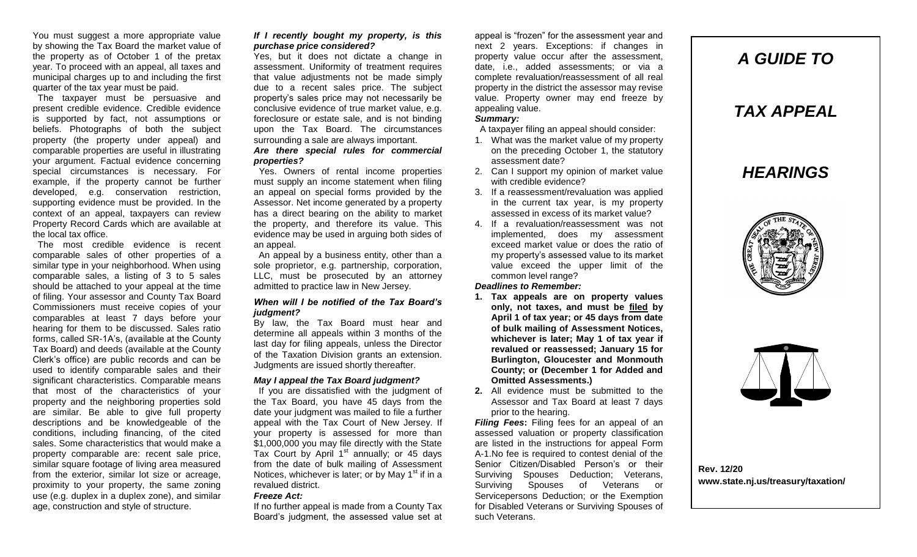You must suggest a more appropriate value by showing the Tax Board the market value of the property as of October 1 of the pretax year. To proceed with an appeal, all taxes and municipal charges up to and including the first quarter of the tax year must be paid.

The taxpayer must be persuasive and present credible evidence. Credible evidence is supported by fact, not assumptions or beliefs. Photographs of both the subject property (the property under appeal) and comparable properties are useful in illustrating your argument. Factual evidence concerning special circumstances is necessary. For example, if the property cannot be further developed, e.g. conservation restriction, supporting evidence must be provided. In the context of an appeal, taxpayers can review Property Record Cards which are available at the local tax office.

The most credible evidence is recent comparable sales of other properties of a similar type in your neighborhood. When using comparable sales, a listing of 3 to 5 sales should be attached to your appeal at the time of filing. Your assessor and County Tax Board Commissioners must receive copies of your comparables at least 7 days before your hearing for them to be discussed. Sales ratio forms, called SR-1A's, (available at the County Tax Board) and deeds (available at the County Clerk's office) are public records and can be used to identify comparable sales and their significant characteristics. Comparable means that most of the characteristics of your property and the neighboring properties sold are similar. Be able to give full property descriptions and be knowledgeable of the conditions, including financing, of the cited sales. Some characteristics that would make a property comparable are: recent sale price, similar square footage of living area measured from the exterior, similar lot size or acreage, proximity to your property, the same zoning use (e.g. duplex in a duplex zone), and similar age, construction and style of structure.

***If I recently bought my property, is this purchase price considered?***

Yes, but it does not dictate a change in assessment. Uniformity of treatment requires that value adjustments not be made simply due to a recent sales price. The subject property's sales price may not necessarily be conclusive evidence of true market value, e.g. foreclosure or estate sale, and is not binding upon the Tax Board. The circumstances surrounding a sale are always important.

***Are there special rules for commercial properties?***

Yes. Owners of rental income properties must supply an income statement when filing an appeal on special forms provided by the Assessor. Net income generated by a property has a direct bearing on the ability to market the property, and therefore its value. This evidence may be used in arguing both sides of an appeal.

An appeal by a business entity, other than a sole proprietor, e.g. partnership, corporation, LLC, must be prosecuted by an attorney admitted to practice law in New Jersey.

***When will I be notified of the Tax Board's judgment?***

By law, the Tax Board must hear and determine all appeals within 3 months of the last day for filing appeals, unless the Director of the Taxation Division grants an extension. Judgments are issued shortly thereafter.

***May I appeal the Tax Board judgment?***

If you are dissatisfied with the judgment of the Tax Board, you have 45 days from the date your judgment was mailed to file a further appeal with the Tax Court of New Jersey. If your property is assessed for more than $1,000,000 you may file directly with the State Tax Court by April 1st annually; or 45 days from the date of bulk mailing of Assessment Notices, whichever is later; or by May 1st if in a revalued district.

***Freeze Act:***

If no further appeal is made from a County Tax Board's judgment, the assessed value set at appeal is "frozen" for the assessment year and next 2 years. Exceptions: if changes in property value occur after the assessment, date, i.e., added assessments; or via a complete revaluation/reassessment of all real property in the district the assessor may revise value. Property owner may end freeze by appealing value.

***Summary:***

A taxpayer filing an appeal should consider:

1. What was the market value of my property on the preceding October 1, the statutory assessment date?
2. Can I support my opinion of market value with credible evidence?
3. If a reassessment/revaluation was applied in the current tax year, is my property assessed in excess of its market value?
4. If a revaluation/reassessment was not implemented, does my assessment exceed market value or does the ratio of my property's assessed value to its market value exceed the upper limit of the common level range?

***Deadlines to Remember:***

1. **Tax appeals are on property values only, not taxes, and must be <u>filed</u> by April 1 of tax year; or 45 days from date of bulk mailing of Assessment Notices, whichever is later; May 1 of tax year if revalued or reassessed; January 15 for Burlington, Gloucester and Monmouth County; or (December 1 for Added and Omitted Assessments.)**
2. All evidence must be submitted to the Assessor and Tax Board at least 7 days prior to the hearing.

***Filing Fees*:** Filing fees for an appeal of an assessed valuation or property classification are listed in the instructions for appeal Form A-1.No fee is required to contest denial of the Senior Citizen/Disabled Person's or their Surviving Spouses Deduction; Veterans, Surviving Spouses of Veterans or Servicepersons Deduction; or the Exemption for Disabled Veterans or Surviving Spouses of such Veterans.

# *A GUIDE TO*

# *TAX APPEAL*

# *HEARINGS*

**Rev. 12/20**

**www.state.nj.us/treasury/taxation/**